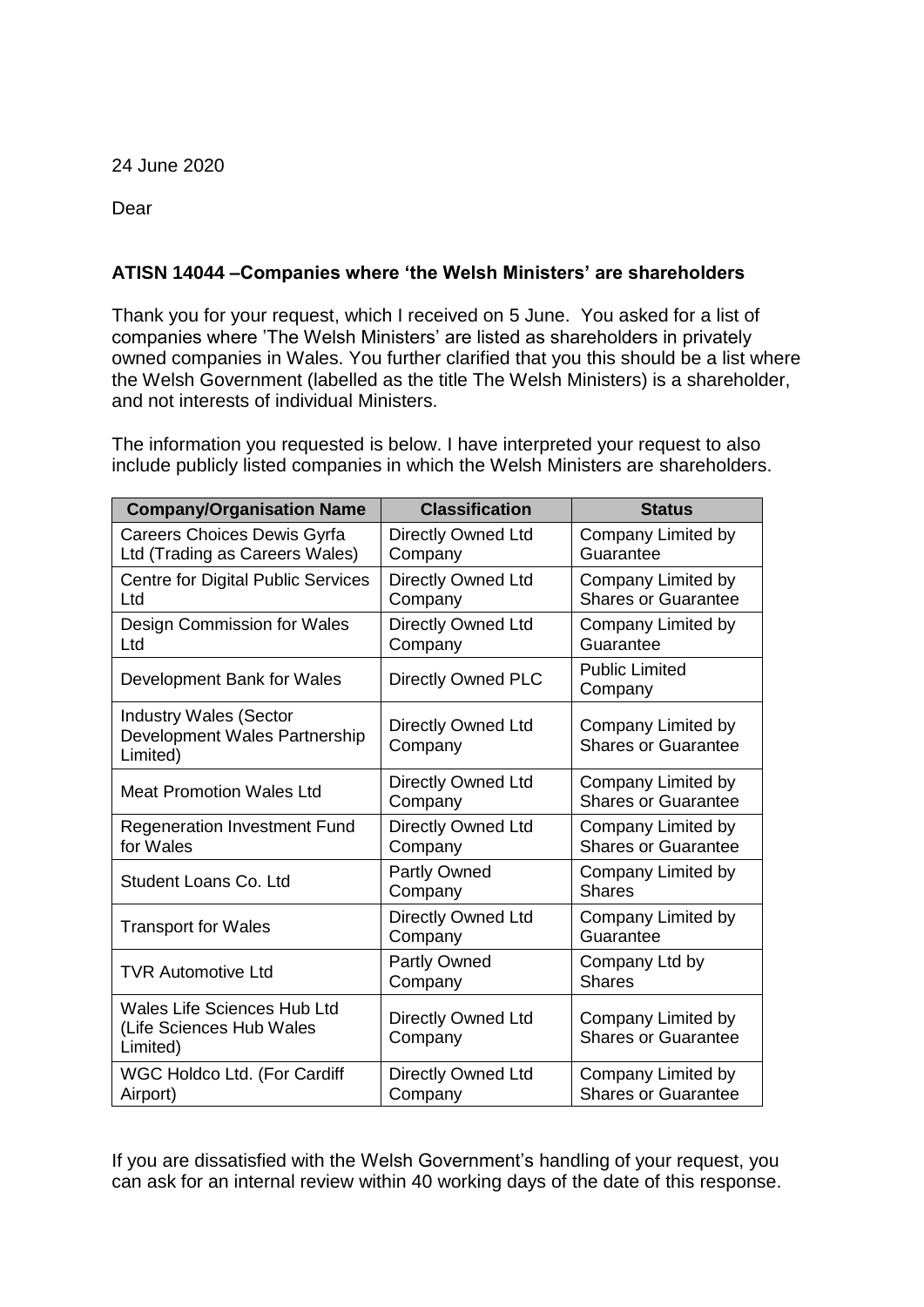24 June 2020

Dear

**ATISN 14044 –Companies where 'the Welsh Ministers' are shareholders**

Thank you for your request, which I received on 5 June. You asked for a list of companies where 'The Welsh Ministers' are listed as shareholders in privately owned companies in Wales. You further clarified that you this should be a list where the Welsh Government (labelled as the title The Welsh Ministers) is a shareholder, and not interests of individual Ministers.

The information you requested is below. I have interpreted your request to also include publicly listed companies in which the Welsh Ministers are shareholders.

| Company/Organisation Name | Classification | Status |
|---|---|---|
| Careers Choices Dewis Gyrfa Ltd (Trading as Careers Wales) | Directly Owned Ltd Company | Company Limited by Guarantee |
| Centre for Digital Public Services Ltd | Directly Owned Ltd Company | Company Limited by Shares or Guarantee |
| Design Commission for Wales Ltd | Directly Owned Ltd Company | Company Limited by Guarantee |
| Development Bank for Wales | Directly Owned PLC | Public Limited Company |
| Industry Wales (Sector Development Wales Partnership Limited) | Directly Owned Ltd Company | Company Limited by Shares or Guarantee |
| Meat Promotion Wales Ltd | Directly Owned Ltd Company | Company Limited by Shares or Guarantee |
| Regeneration Investment Fund for Wales | Directly Owned Ltd Company | Company Limited by Shares or Guarantee |
| Student Loans Co. Ltd | Partly Owned Company | Company Limited by Shares |
| Transport for Wales | Directly Owned Ltd Company | Company Limited by Guarantee |
| TVR Automotive Ltd | Partly Owned Company | Company Ltd by Shares |
| Wales Life Sciences Hub Ltd (Life Sciences Hub Wales Limited) | Directly Owned Ltd Company | Company Limited by Shares or Guarantee |
| WGC Holdco Ltd. (For Cardiff Airport) | Directly Owned Ltd Company | Company Limited by Shares or Guarantee |

If you are dissatisfied with the Welsh Government's handling of your request, you can ask for an internal review within 40 working days of the date of this response.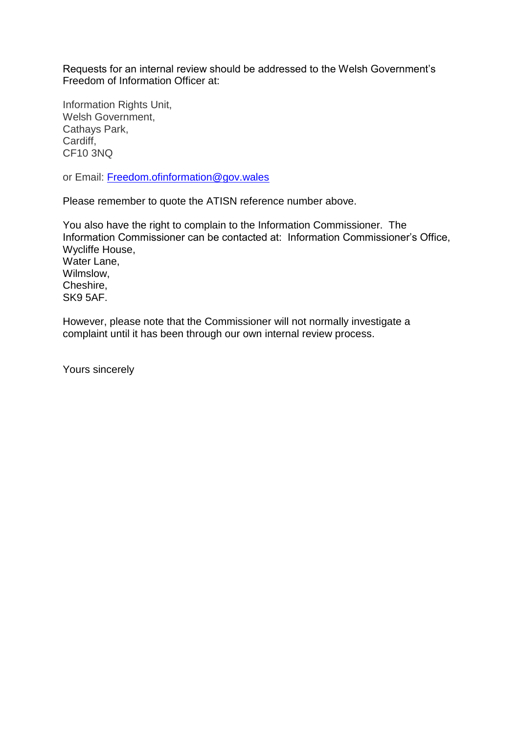Requests for an internal review should be addressed to the Welsh Government's Freedom of Information Officer at:

Information Rights Unit,
Welsh Government,
Cathays Park,
Cardiff,
CF10 3NQ

or Email: [Freedom.ofinformation@gov.wales](mailto:Freedom.ofinformation@gov.wales)

Please remember to quote the ATISN reference number above.

You also have the right to complain to the Information Commissioner. The Information Commissioner can be contacted at: Information Commissioner's Office,
Wycliffe House,
Water Lane,
Wilmslow,
Cheshire,
SK9 5AF.

However, please note that the Commissioner will not normally investigate a complaint until it has been through our own internal review process.

Yours sincerely